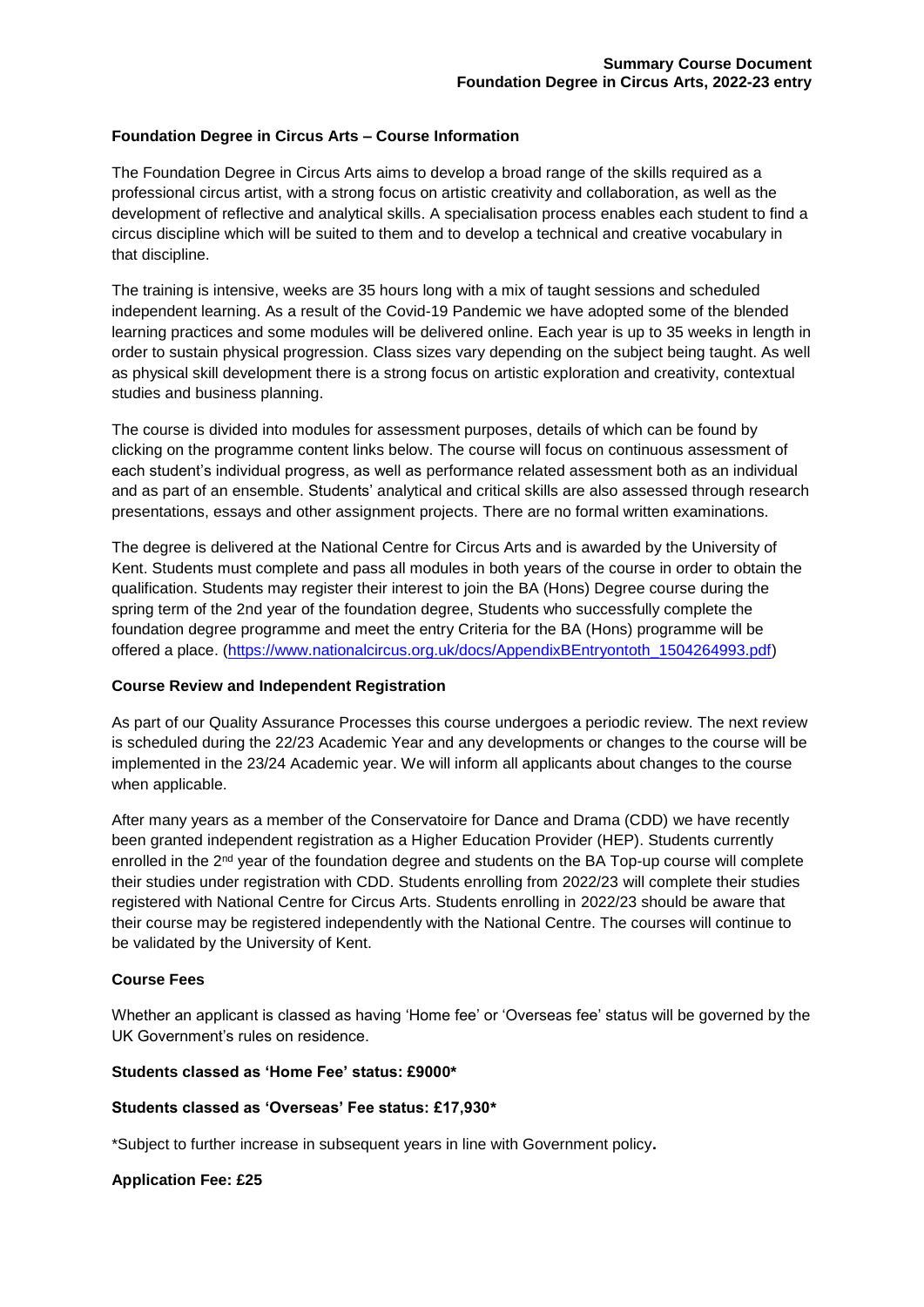**Summary Course Document**
**Foundation Degree in Circus Arts, 2022-23 entry**

## Foundation Degree in Circus Arts – Course Information

The Foundation Degree in Circus Arts aims to develop a broad range of the skills required as a professional circus artist, with a strong focus on artistic creativity and collaboration, as well as the development of reflective and analytical skills. A specialisation process enables each student to find a circus discipline which will be suited to them and to develop a technical and creative vocabulary in that discipline.

The training is intensive, weeks are 35 hours long with a mix of taught sessions and scheduled independent learning. As a result of the Covid-19 Pandemic we have adopted some of the blended learning practices and some modules will be delivered online. Each year is up to 35 weeks in length in order to sustain physical progression. Class sizes vary depending on the subject being taught. As well as physical skill development there is a strong focus on artistic exploration and creativity, contextual studies and business planning.

The course is divided into modules for assessment purposes, details of which can be found by clicking on the programme content links below. The course will focus on continuous assessment of each student's individual progress, as well as performance related assessment both as an individual and as part of an ensemble. Students' analytical and critical skills are also assessed through research presentations, essays and other assignment projects. There are no formal written examinations.

The degree is delivered at the National Centre for Circus Arts and is awarded by the University of Kent. Students must complete and pass all modules in both years of the course in order to obtain the qualification. Students may register their interest to join the BA (Hons) Degree course during the spring term of the 2nd year of the foundation degree, Students who successfully complete the foundation degree programme and meet the entry Criteria for the BA (Hons) programme will be offered a place. (https://www.nationalcircus.org.uk/docs/AppendixBEntryontoth_1504264993.pdf)

## Course Review and Independent Registration

As part of our Quality Assurance Processes this course undergoes a periodic review. The next review is scheduled during the 22/23 Academic Year and any developments or changes to the course will be implemented in the 23/24 Academic year. We will inform all applicants about changes to the course when applicable.

After many years as a member of the Conservatoire for Dance and Drama (CDD) we have recently been granted independent registration as a Higher Education Provider (HEP). Students currently enrolled in the 2nd year of the foundation degree and students on the BA Top-up course will complete their studies under registration with CDD. Students enrolling from 2022/23 will complete their studies registered with National Centre for Circus Arts. Students enrolling in 2022/23 should be aware that their course may be registered independently with the National Centre. The courses will continue to be validated by the University of Kent.

## Course Fees

Whether an applicant is classed as having 'Home fee' or 'Overseas fee' status will be governed by the UK Government's rules on residence.

**Students classed as 'Home Fee' status: £9000***

**Students classed as 'Overseas' Fee status: £17,930***

*Subject to further increase in subsequent years in line with Government policy**.**

**Application Fee: £25**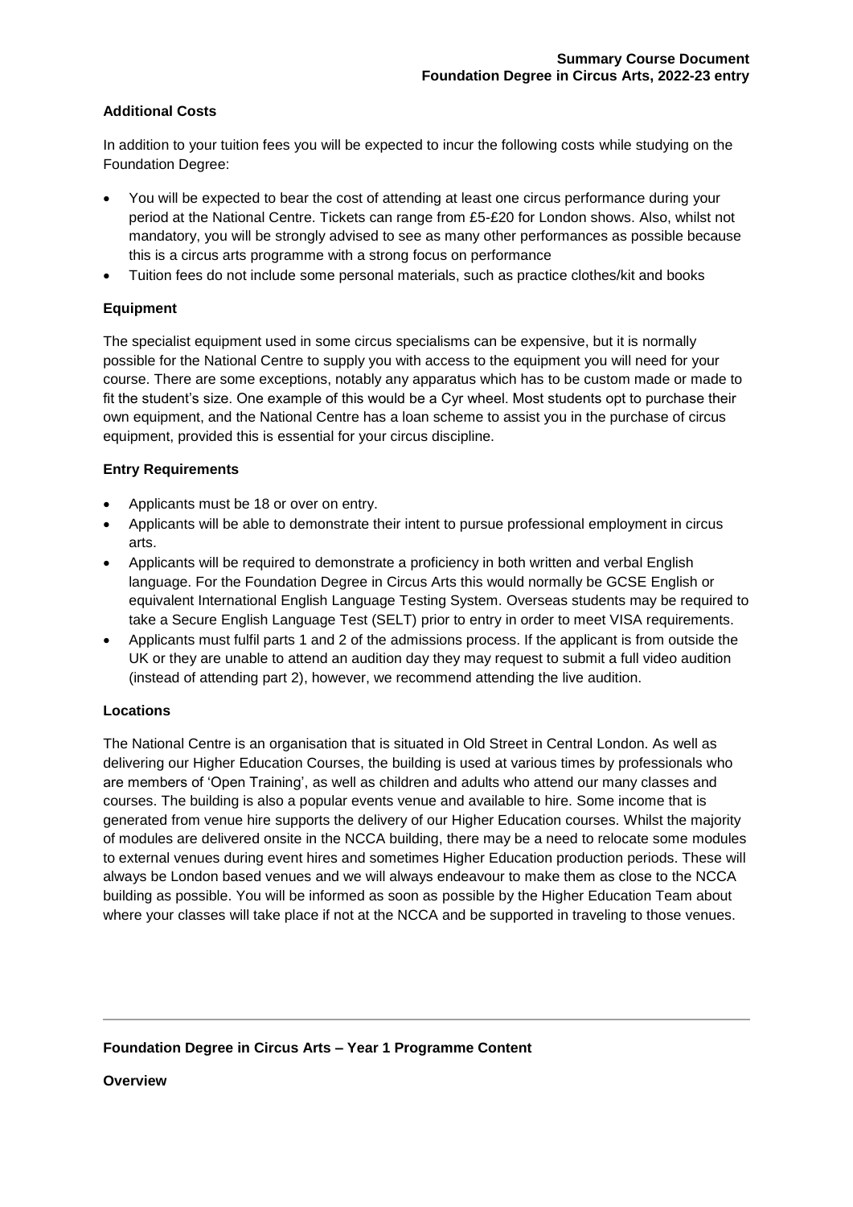### Additional Costs

In addition to your tuition fees you will be expected to incur the following costs while studying on the Foundation Degree:

- You will be expected to bear the cost of attending at least one circus performance during your period at the National Centre. Tickets can range from £5-£20 for London shows. Also, whilst not mandatory, you will be strongly advised to see as many other performances as possible because this is a circus arts programme with a strong focus on performance
- Tuition fees do not include some personal materials, such as practice clothes/kit and books

### Equipment

The specialist equipment used in some circus specialisms can be expensive, but it is normally possible for the National Centre to supply you with access to the equipment you will need for your course. There are some exceptions, notably any apparatus which has to be custom made or made to fit the student's size. One example of this would be a Cyr wheel. Most students opt to purchase their own equipment, and the National Centre has a loan scheme to assist you in the purchase of circus equipment, provided this is essential for your circus discipline.

### Entry Requirements

- Applicants must be 18 or over on entry.
- Applicants will be able to demonstrate their intent to pursue professional employment in circus arts.
- Applicants will be required to demonstrate a proficiency in both written and verbal English language. For the Foundation Degree in Circus Arts this would normally be GCSE English or equivalent International English Language Testing System. Overseas students may be required to take a Secure English Language Test (SELT) prior to entry in order to meet VISA requirements.
- Applicants must fulfil parts 1 and 2 of the admissions process. If the applicant is from outside the UK or they are unable to attend an audition day they may request to submit a full video audition (instead of attending part 2), however, we recommend attending the live audition.

### Locations

The National Centre is an organisation that is situated in Old Street in Central London. As well as delivering our Higher Education Courses, the building is used at various times by professionals who are members of 'Open Training', as well as children and adults who attend our many classes and courses. The building is also a popular events venue and available to hire. Some income that is generated from venue hire supports the delivery of our Higher Education courses. Whilst the majority of modules are delivered onsite in the NCCA building, there may be a need to relocate some modules to external venues during event hires and sometimes Higher Education production periods. These will always be London based venues and we will always endeavour to make them as close to the NCCA building as possible. You will be informed as soon as possible by the Higher Education Team about where your classes will take place if not at the NCCA and be supported in traveling to those venues.

---

## Foundation Degree in Circus Arts – Year 1 Programme Content

### Overview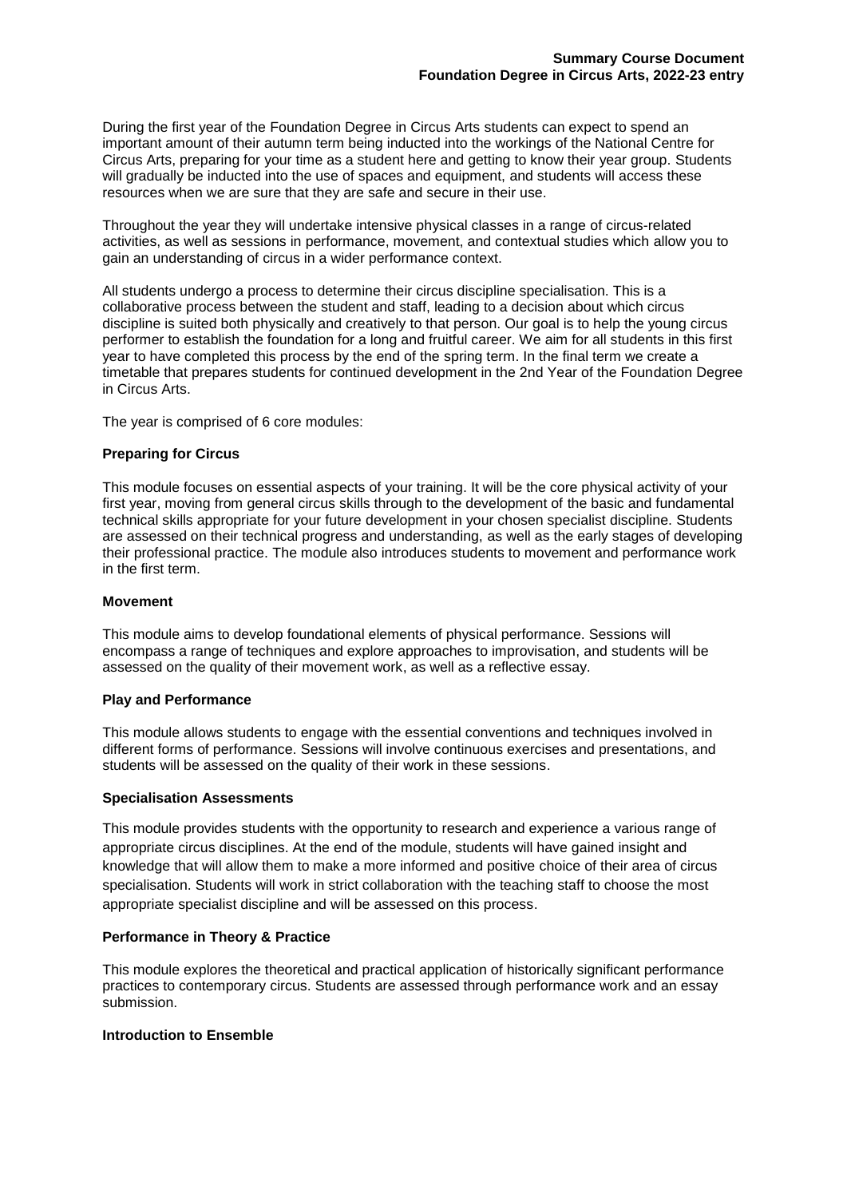During the first year of the Foundation Degree in Circus Arts students can expect to spend an important amount of their autumn term being inducted into the workings of the National Centre for Circus Arts, preparing for your time as a student here and getting to know their year group. Students will gradually be inducted into the use of spaces and equipment, and students will access these resources when we are sure that they are safe and secure in their use.

Throughout the year they will undertake intensive physical classes in a range of circus-related activities, as well as sessions in performance, movement, and contextual studies which allow you to gain an understanding of circus in a wider performance context.

All students undergo a process to determine their circus discipline specialisation. This is a collaborative process between the student and staff, leading to a decision about which circus discipline is suited both physically and creatively to that person. Our goal is to help the young circus performer to establish the foundation for a long and fruitful career. We aim for all students in this first year to have completed this process by the end of the spring term. In the final term we create a timetable that prepares students for continued development in the 2nd Year of the Foundation Degree in Circus Arts.

The year is comprised of 6 core modules:

**Preparing for Circus**

This module focuses on essential aspects of your training. It will be the core physical activity of your first year, moving from general circus skills through to the development of the basic and fundamental technical skills appropriate for your future development in your chosen specialist discipline. Students are assessed on their technical progress and understanding, as well as the early stages of developing their professional practice. The module also introduces students to movement and performance work in the first term.

**Movement**

This module aims to develop foundational elements of physical performance. Sessions will encompass a range of techniques and explore approaches to improvisation, and students will be assessed on the quality of their movement work, as well as a reflective essay.

**Play and Performance**

This module allows students to engage with the essential conventions and techniques involved in different forms of performance. Sessions will involve continuous exercises and presentations, and students will be assessed on the quality of their work in these sessions.

**Specialisation Assessments**

This module provides students with the opportunity to research and experience a various range of appropriate circus disciplines. At the end of the module, students will have gained insight and knowledge that will allow them to make a more informed and positive choice of their area of circus specialisation. Students will work in strict collaboration with the teaching staff to choose the most appropriate specialist discipline and will be assessed on this process.

**Performance in Theory & Practice**

This module explores the theoretical and practical application of historically significant performance practices to contemporary circus. Students are assessed through performance work and an essay submission.

**Introduction to Ensemble**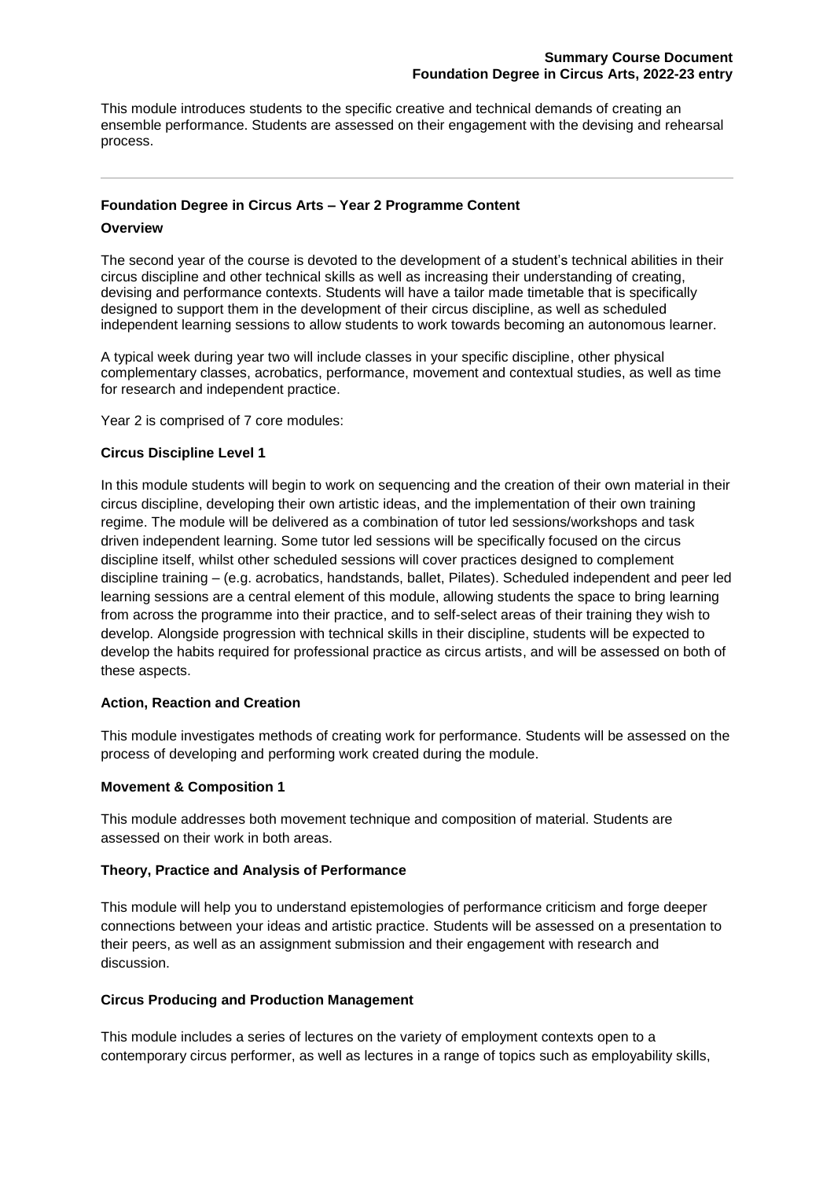This module introduces students to the specific creative and technical demands of creating an ensemble performance. Students are assessed on their engagement with the devising and rehearsal process.

---

## Foundation Degree in Circus Arts – Year 2 Programme Content

### Overview

The second year of the course is devoted to the development of a student's technical abilities in their circus discipline and other technical skills as well as increasing their understanding of creating, devising and performance contexts. Students will have a tailor made timetable that is specifically designed to support them in the development of their circus discipline, as well as scheduled independent learning sessions to allow students to work towards becoming an autonomous learner.

A typical week during year two will include classes in your specific discipline, other physical complementary classes, acrobatics, performance, movement and contextual studies, as well as time for research and independent practice.

Year 2 is comprised of 7 core modules:

### Circus Discipline Level 1

In this module students will begin to work on sequencing and the creation of their own material in their circus discipline, developing their own artistic ideas, and the implementation of their own training regime. The module will be delivered as a combination of tutor led sessions/workshops and task driven independent learning. Some tutor led sessions will be specifically focused on the circus discipline itself, whilst other scheduled sessions will cover practices designed to complement discipline training – (e.g. acrobatics, handstands, ballet, Pilates). Scheduled independent and peer led learning sessions are a central element of this module, allowing students the space to bring learning from across the programme into their practice, and to self-select areas of their training they wish to develop. Alongside progression with technical skills in their discipline, students will be expected to develop the habits required for professional practice as circus artists, and will be assessed on both of these aspects.

### Action, Reaction and Creation

This module investigates methods of creating work for performance. Students will be assessed on the process of developing and performing work created during the module.

### Movement & Composition 1

This module addresses both movement technique and composition of material. Students are assessed on their work in both areas.

### Theory, Practice and Analysis of Performance

This module will help you to understand epistemologies of performance criticism and forge deeper connections between your ideas and artistic practice. Students will be assessed on a presentation to their peers, as well as an assignment submission and their engagement with research and discussion.

### Circus Producing and Production Management

This module includes a series of lectures on the variety of employment contexts open to a contemporary circus performer, as well as lectures in a range of topics such as employability skills,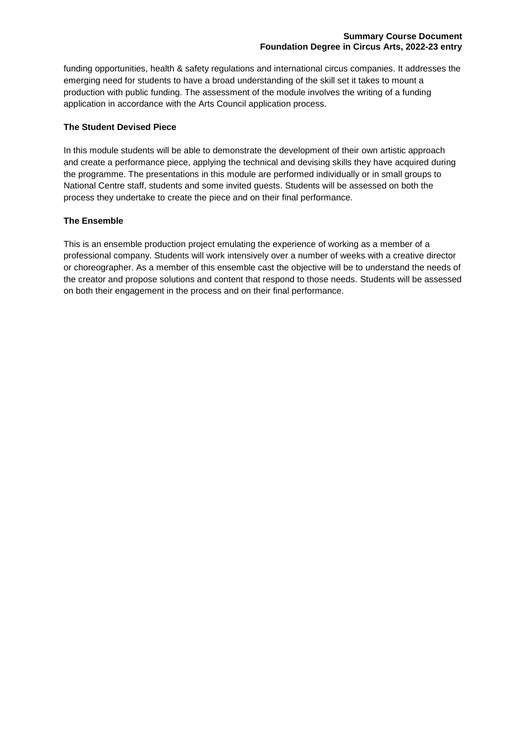funding opportunities, health & safety regulations and international circus companies. It addresses the emerging need for students to have a broad understanding of the skill set it takes to mount a production with public funding. The assessment of the module involves the writing of a funding application in accordance with the Arts Council application process.

**The Student Devised Piece**

In this module students will be able to demonstrate the development of their own artistic approach and create a performance piece, applying the technical and devising skills they have acquired during the programme. The presentations in this module are performed individually or in small groups to National Centre staff, students and some invited guests. Students will be assessed on both the process they undertake to create the piece and on their final performance.

**The Ensemble**

This is an ensemble production project emulating the experience of working as a member of a professional company. Students will work intensively over a number of weeks with a creative director or choreographer. As a member of this ensemble cast the objective will be to understand the needs of the creator and propose solutions and content that respond to those needs. Students will be assessed on both their engagement in the process and on their final performance.